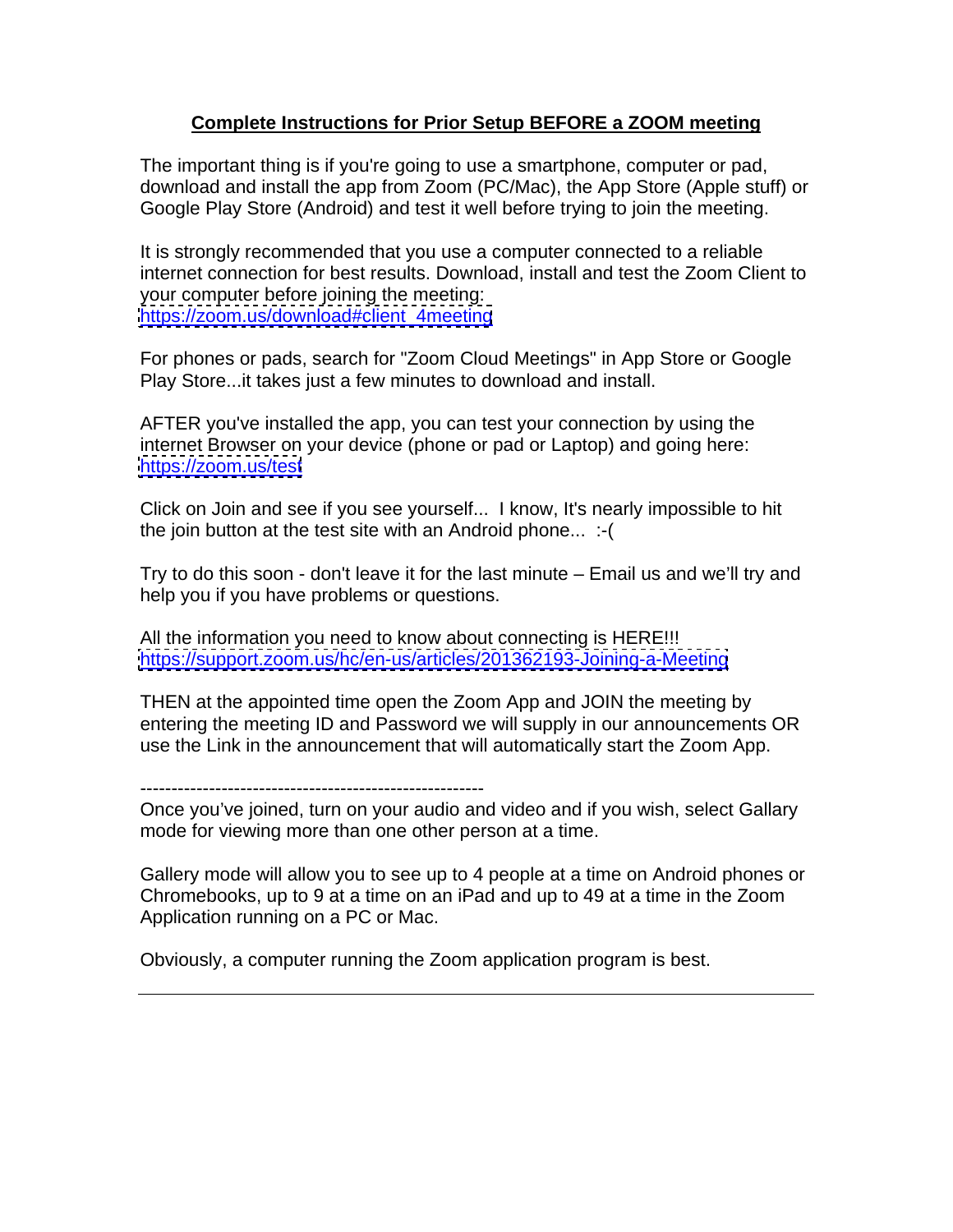# **Complete Instructions for Prior Setup BEFORE a ZOOM meeting**

The important thing is if you're going to use a smartphone, computer or pad, download and install the app from Zoom (PC/Mac), the App Store (Apple stuff) or Google Play Store (Android) and test it well before trying to join the meeting.

It is strongly recommended that you use a computer connected to a reliable internet connection for best results. Download, install and test the Zoom Client to your computer before joining the meeting:
https://zoom.us/download#client_4meeting

For phones or pads, search for "Zoom Cloud Meetings" in App Store or Google Play Store...it takes just a few minutes to download and install.

AFTER you've installed the app, you can test your connection by using the internet Browser on your device (phone or pad or Laptop) and going here:
https://zoom.us/test

Click on Join and see if you see yourself... I know, It's nearly impossible to hit the join button at the test site with an Android phone... :-(

Try to do this soon - don't leave it for the last minute – Email us and we'll try and help you if you have problems or questions.

All the information you need to know about connecting is HERE!!!
https://support.zoom.us/hc/en-us/articles/201362193-Joining-a-Meeting

THEN at the appointed time open the Zoom App and JOIN the meeting by entering the meeting ID and Password we will supply in our announcements OR use the Link in the announcement that will automatically start the Zoom App.

-------------------------------------------------------

Once you've joined, turn on your audio and video and if you wish, select Gallary mode for viewing more than one other person at a time.

Gallery mode will allow you to see up to 4 people at a time on Android phones or Chromebooks, up to 9 at a time on an iPad and up to 49 at a time in the Zoom Application running on a PC or Mac.

Obviously, a computer running the Zoom application program is best.

---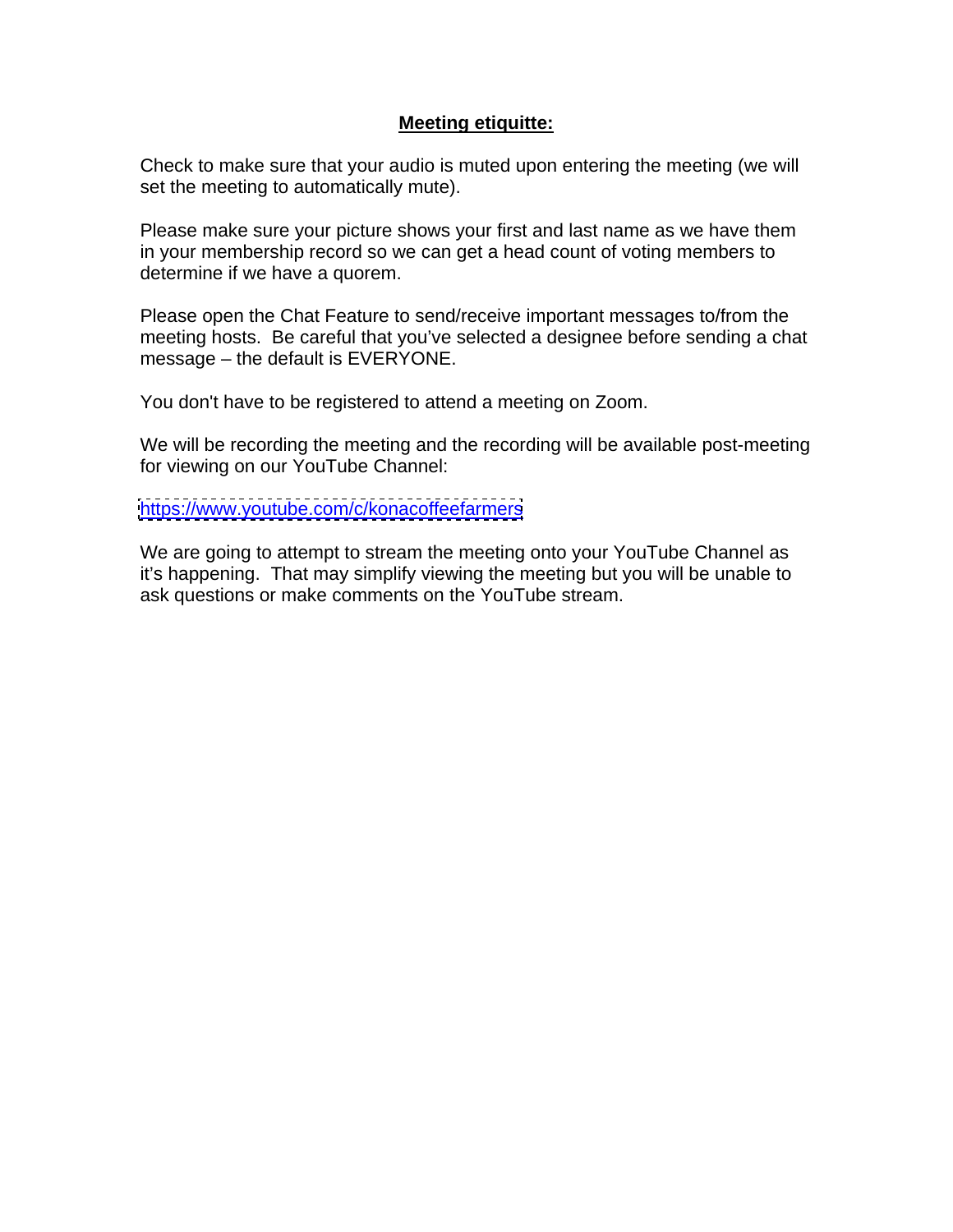## **Meeting etiquitte:**

Check to make sure that your audio is muted upon entering the meeting (we will set the meeting to automatically mute).

Please make sure your picture shows your first and last name as we have them in your membership record so we can get a head count of voting members to determine if we have a quorem.

Please open the Chat Feature to send/receive important messages to/from the meeting hosts. Be careful that you've selected a designee before sending a chat message – the default is EVERYONE.

You don't have to be registered to attend a meeting on Zoom.

We will be recording the meeting and the recording will be available post-meeting for viewing on our YouTube Channel:

https://www.youtube.com/c/konacoffeefarmers

We are going to attempt to stream the meeting onto your YouTube Channel as it's happening. That may simplify viewing the meeting but you will be unable to ask questions or make comments on the YouTube stream.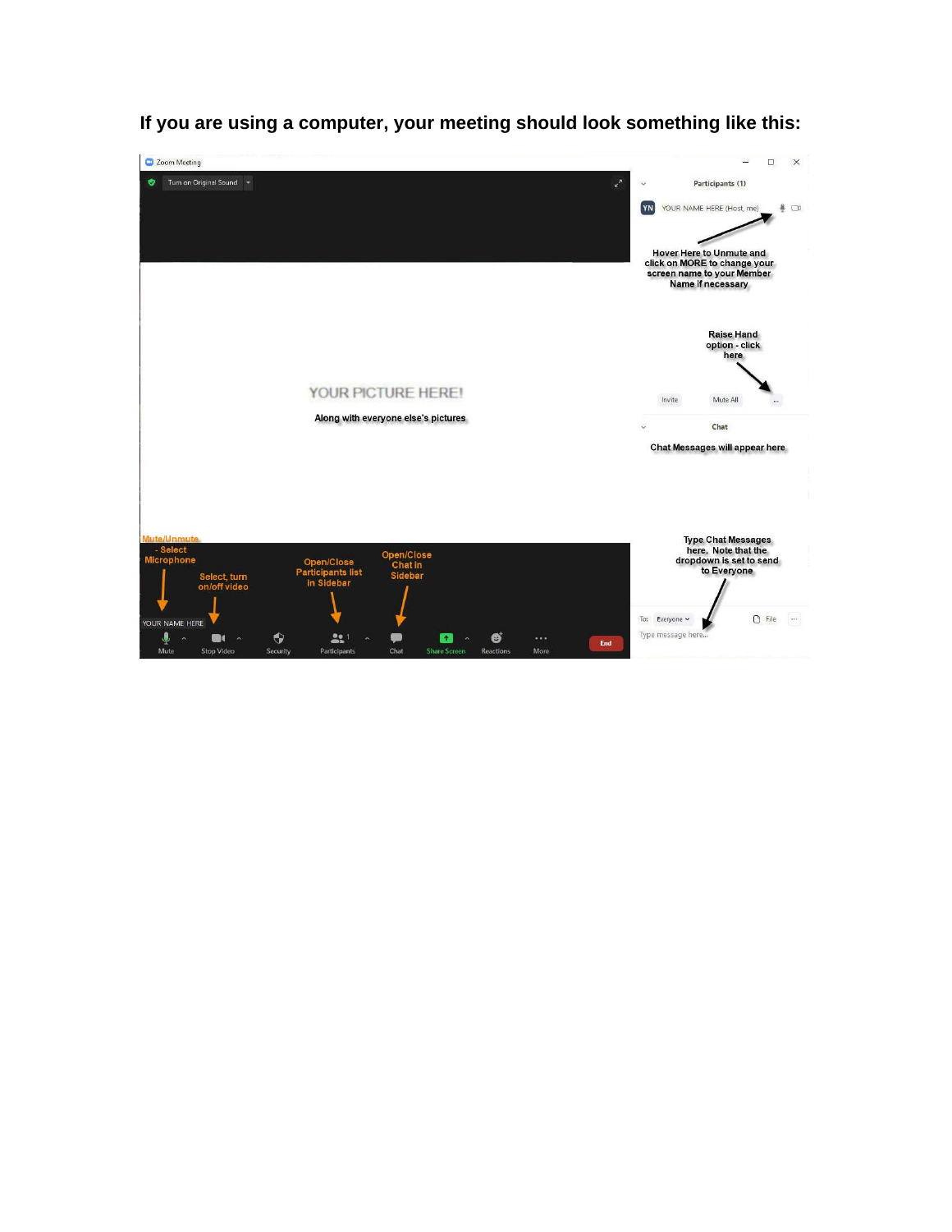**If you are using a computer, your meeting should look something like this:**

Zoom Meeting

Turn on Original Sound

YOUR PICTURE HERE!

Along with everyone else's pictures

Participants (1)

YN YOUR NAME HERE (Host, me)

Hover Here to Unmute and click on MORE to change your screen name to your Member Name if necessary

Raise Hand option - click here

Invite

Mute All

...

Chat

Chat Messages will appear here

Type Chat Messages here. Note that the dropdown is set to send to Everyone

To: Everyone

File

...

Type message here...

Mute/Unmute - Select Microphone

Select, turn on/off video

Open/Close Participants list in Sidebar

Open/Close Chat in Sidebar

YOUR NAME HERE

Mute

Stop Video

Security

Participants 1

Chat

Share Screen

Reactions

More

End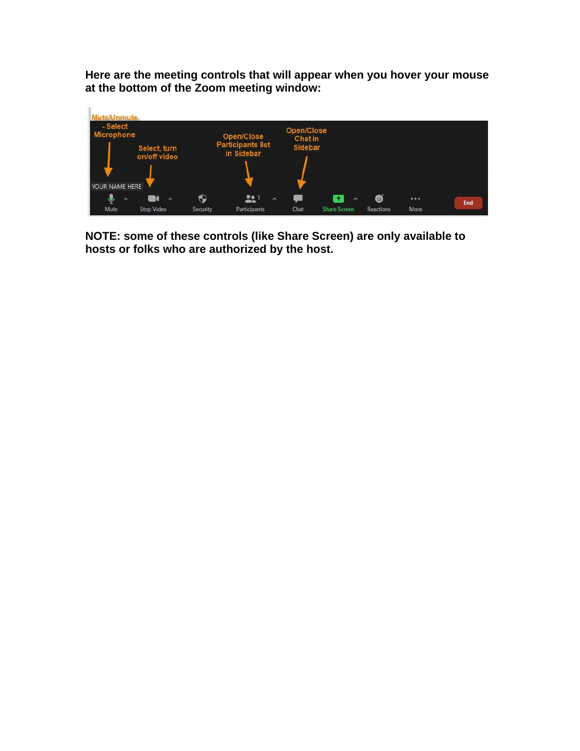**Here are the meeting controls that will appear when you hover your mouse at the bottom of the Zoom meeting window:**

Mute/Unmute - Select Microphone

Select, turn on/off video

Open/Close Participants list in Sidebar

Open/Close Chat in Sidebar

YOUR NAME HERE

Mute

Stop Video

Security

Participants 1

Chat

Share Screen

Reactions

More

End

**NOTE: some of these controls (like Share Screen) are only available to hosts or folks who are authorized by the host.**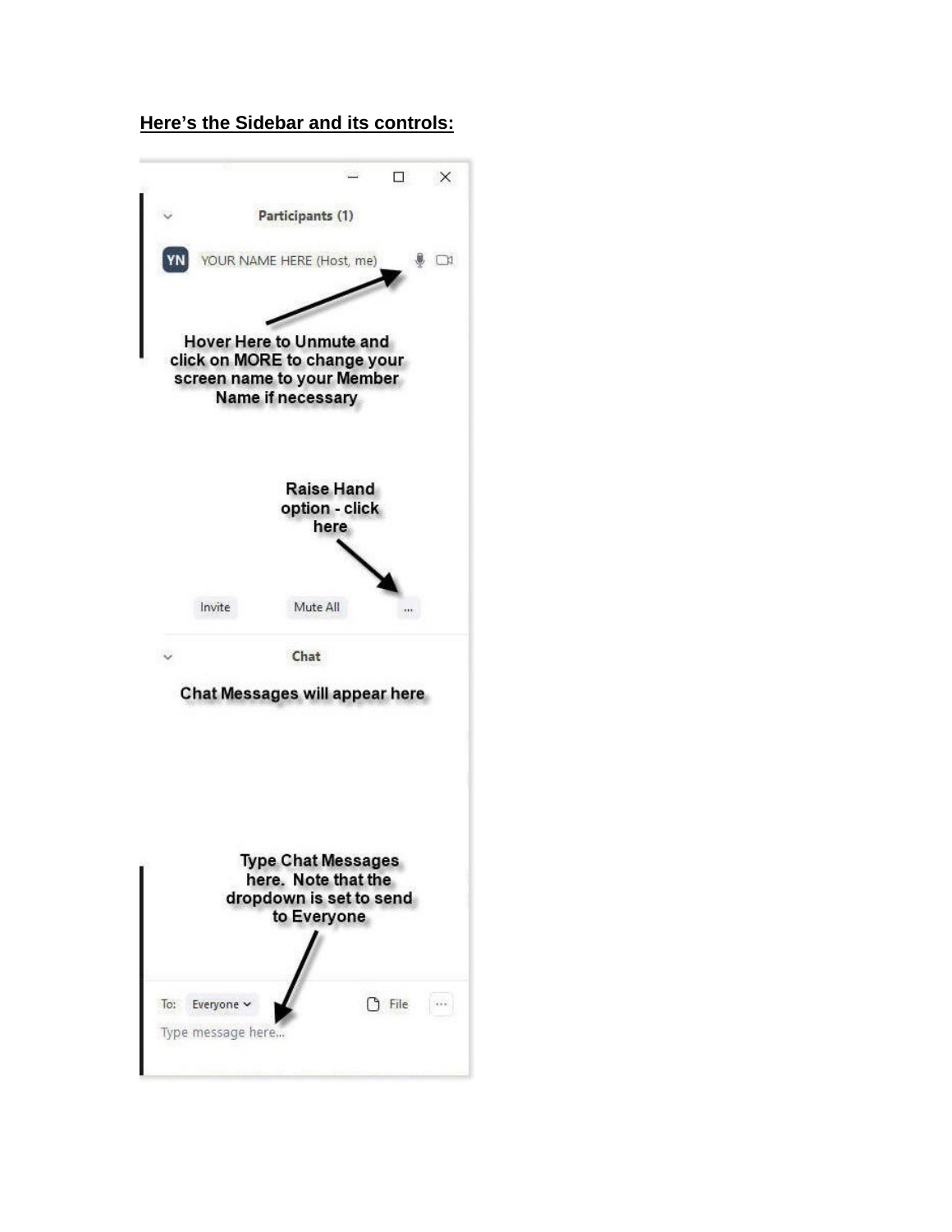**Here's the Sidebar and its controls:**

Participants (1)

YN YOUR NAME HERE (Host, me)

Hover Here to Unmute and click on MORE to change your screen name to your Member Name if necessary

Raise Hand option - click here

Invite Mute All ...

Chat

Chat Messages will appear here

Type Chat Messages here. Note that the dropdown is set to send to Everyone

To: Everyone File ...

Type message here...